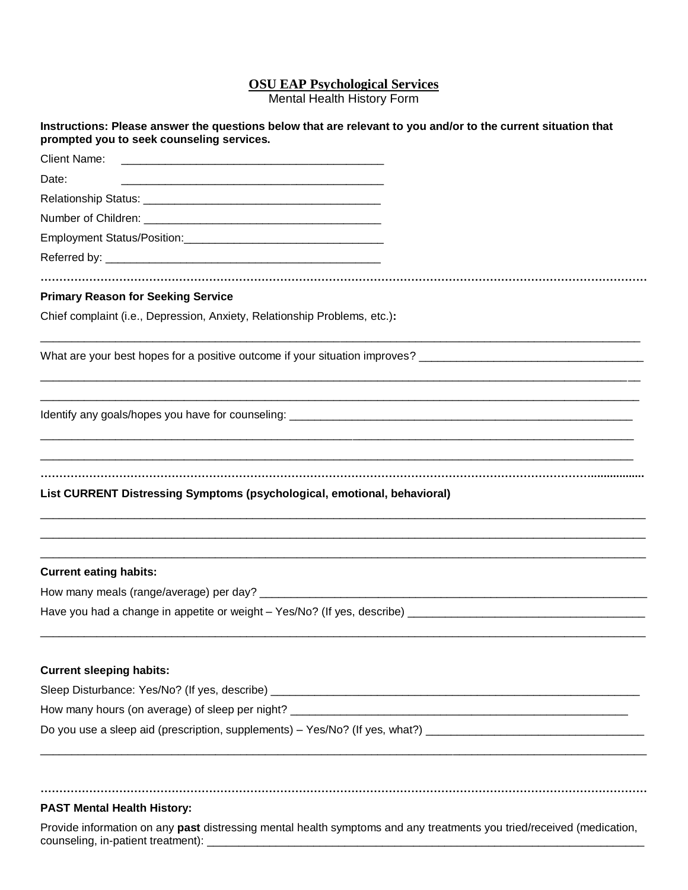# OSU EAP Psychological Services

Mental Health History Form

**Instructions: Please answer the questions below that are relevant to you and/or to the current situation that prompted you to seek counseling services.**

Client Name: ________________________________________

Date: ________________________________________

Relationship Status: ____________________________________

Number of Children: ____________________________________

Employment Status/Position:_______________________________

Referred by: __________________________________________

.......................................................................................................................................................

**Primary Reason for Seeking Service**

Chief complaint (i.e., Depression, Anxiety, Relationship Problems, etc.)**:**

______________________________________________________________________________________________

What are your best hopes for a positive outcome if your situation improves? ___________________________________

______________________________________________________________________________________________

______________________________________________________________________________________________

Identify any goals/hopes you have for counseling: ______________________________________________________

______________________________________________________________________________________________

______________________________________________________________________________________________

.......................................................................................................................................................

**List CURRENT Distressing Symptoms (psychological, emotional, behavioral)**

______________________________________________________________________________________________

______________________________________________________________________________________________

______________________________________________________________________________________________

**Current eating habits:**

How many meals (range/average) per day? ______________________________________________________________

Have you had a change in appetite or weight – Yes/No? (If yes, describe) _____________________________________

______________________________________________________________________________________________

**Current sleeping habits:**

Sleep Disturbance: Yes/No? (If yes, describe) ____________________________________________________________

How many hours (on average) of sleep per night? ________________________________________________________

Do you use a sleep aid (prescription, supplements) – Yes/No? (If yes, what?) __________________________________

______________________________________________________________________________________________

.......................................................................................................................................................

**PAST Mental Health History:**

Provide information on any **past** distressing mental health symptoms and any treatments you tried/received (medication, counseling, in-patient treatment): _________________________________________________________________________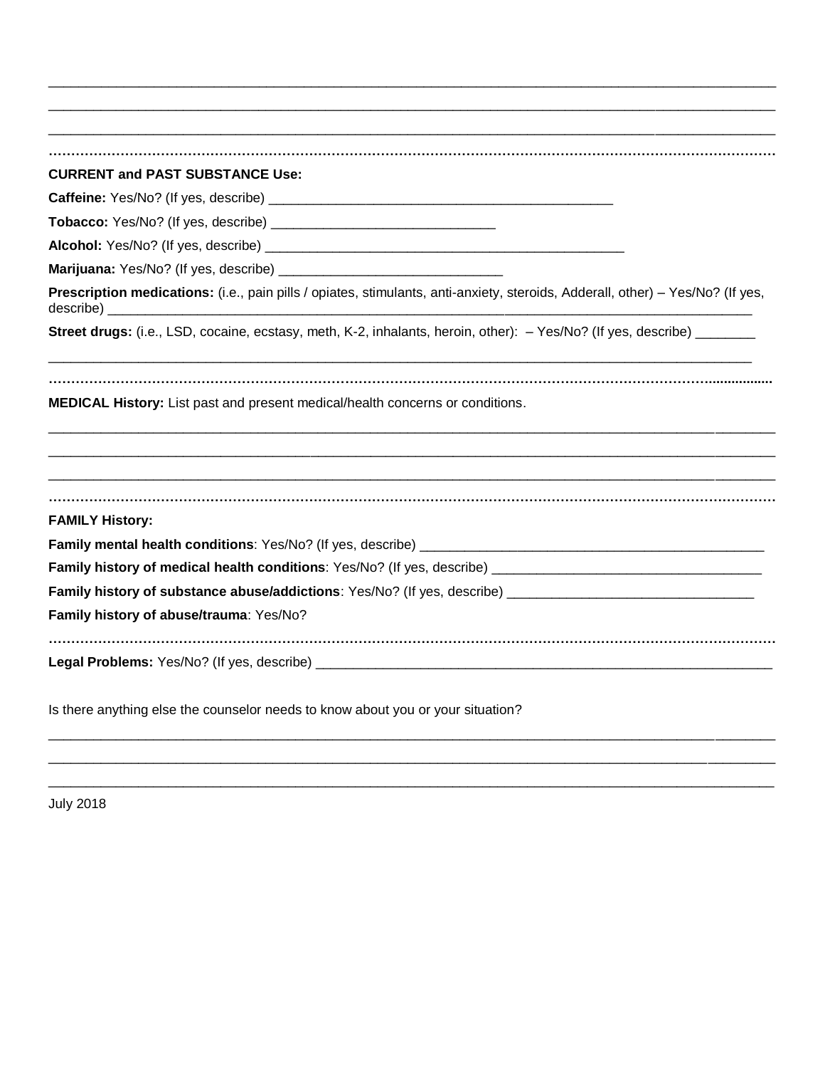______________________________________________________________________________________________

______________________________________________________________________________________________

______________________________________________________________________________________________

…………………………………………………………………………………………………………………………………

**CURRENT and PAST SUBSTANCE Use:**

**Caffeine:** Yes/No? (If yes, describe) ____________________________________________

**Tobacco:** Yes/No? (If yes, describe) ____________________________

**Alcohol:** Yes/No? (If yes, describe) ______________________________________________

**Marijuana:** Yes/No? (If yes, describe) ____________________________

**Prescription medications:** (i.e., pain pills / opiates, stimulants, anti-anxiety, steroids, Adderall, other) – Yes/No? (If yes, describe) ____________________________________________________________________________________

**Street drugs:** (i.e., LSD, cocaine, ecstasy, meth, K-2, inhalants, heroin, other): – Yes/No? (If yes, describe) ________

____________________________________________________________________________________________

…………………………………………………………………………………………………………………………………

**MEDICAL History:** List past and present medical/health concerns or conditions.

______________________________________________________________________________________________

______________________________________________________________________________________________

______________________________________________________________________________________________

…………………………………………………………………………………………………………………………………

**FAMILY History:**

**Family mental health conditions**: Yes/No? (If yes, describe) __________________________________________

**Family history of medical health conditions**: Yes/No? (If yes, describe) ________________________________

**Family history of substance abuse/addictions**: Yes/No? (If yes, describe) ______________________________

**Family history of abuse/trauma**: Yes/No?

…………………………………………………………………………………………………………………………………

**Legal Problems:** Yes/No? (If yes, describe) ________________________________________________________

Is there anything else the counselor needs to know about you or your situation?

______________________________________________________________________________________________

______________________________________________________________________________________________

______________________________________________________________________________________________

July 2018